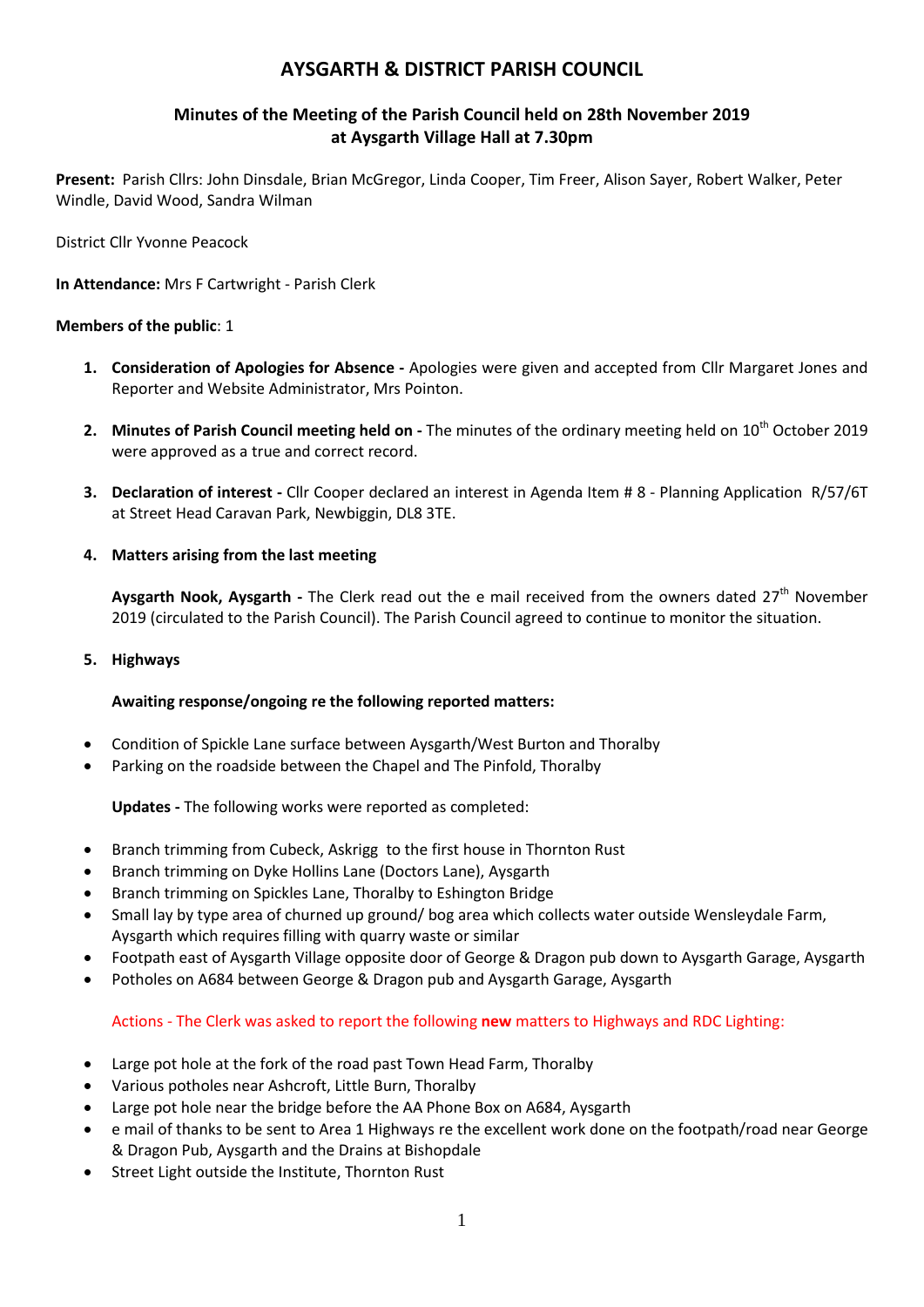# AYSGARTH & DISTRICT PARISH COUNCIL

## Minutes of the Meeting of the Parish Council held on 28th November 2019 at Aysgarth Village Hall at 7.30pm

**Present:** Parish Cllrs: John Dinsdale, Brian McGregor, Linda Cooper, Tim Freer, Alison Sayer, Robert Walker, Peter Windle, David Wood, Sandra Wilman

District Cllr Yvonne Peacock

**In Attendance:** Mrs F Cartwright - Parish Clerk

**Members of the public**: 1

1. **Consideration of Apologies for Absence -** Apologies were given and accepted from Cllr Margaret Jones and Reporter and Website Administrator, Mrs Pointon.

2. **Minutes of Parish Council meeting held on -** The minutes of the ordinary meeting held on 10th October 2019 were approved as a true and correct record.

3. **Declaration of interest -** Cllr Cooper declared an interest in Agenda Item # 8 - Planning Application R/57/6T at Street Head Caravan Park, Newbiggin, DL8 3TE.

4. **Matters arising from the last meeting**

   **Aysgarth Nook, Aysgarth -** The Clerk read out the e mail received from the owners dated 27th November 2019 (circulated to the Parish Council). The Parish Council agreed to continue to monitor the situation.

5. **Highways**

   **Awaiting response/ongoing re the following reported matters:**

- Condition of Spickle Lane surface between Aysgarth/West Burton and Thoralby
- Parking on the roadside between the Chapel and The Pinfold, Thoralby

   **Updates -** The following works were reported as completed:

- Branch trimming from Cubeck, Askrigg to the first house in Thornton Rust
- Branch trimming on Dyke Hollins Lane (Doctors Lane), Aysgarth
- Branch trimming on Spickles Lane, Thoralby to Eshington Bridge
- Small lay by type area of churned up ground/ bog area which collects water outside Wensleydale Farm, Aysgarth which requires filling with quarry waste or similar
- Footpath east of Aysgarth Village opposite door of George & Dragon pub down to Aysgarth Garage, Aysgarth
- Potholes on A684 between George & Dragon pub and Aysgarth Garage, Aysgarth

   Actions - The Clerk was asked to report the following **new** matters to Highways and RDC Lighting:

- Large pot hole at the fork of the road past Town Head Farm, Thoralby
- Various potholes near Ashcroft, Little Burn, Thoralby
- Large pot hole near the bridge before the AA Phone Box on A684, Aysgarth
- e mail of thanks to be sent to Area 1 Highways re the excellent work done on the footpath/road near George & Dragon Pub, Aysgarth and the Drains at Bishopdale
- Street Light outside the Institute, Thornton Rust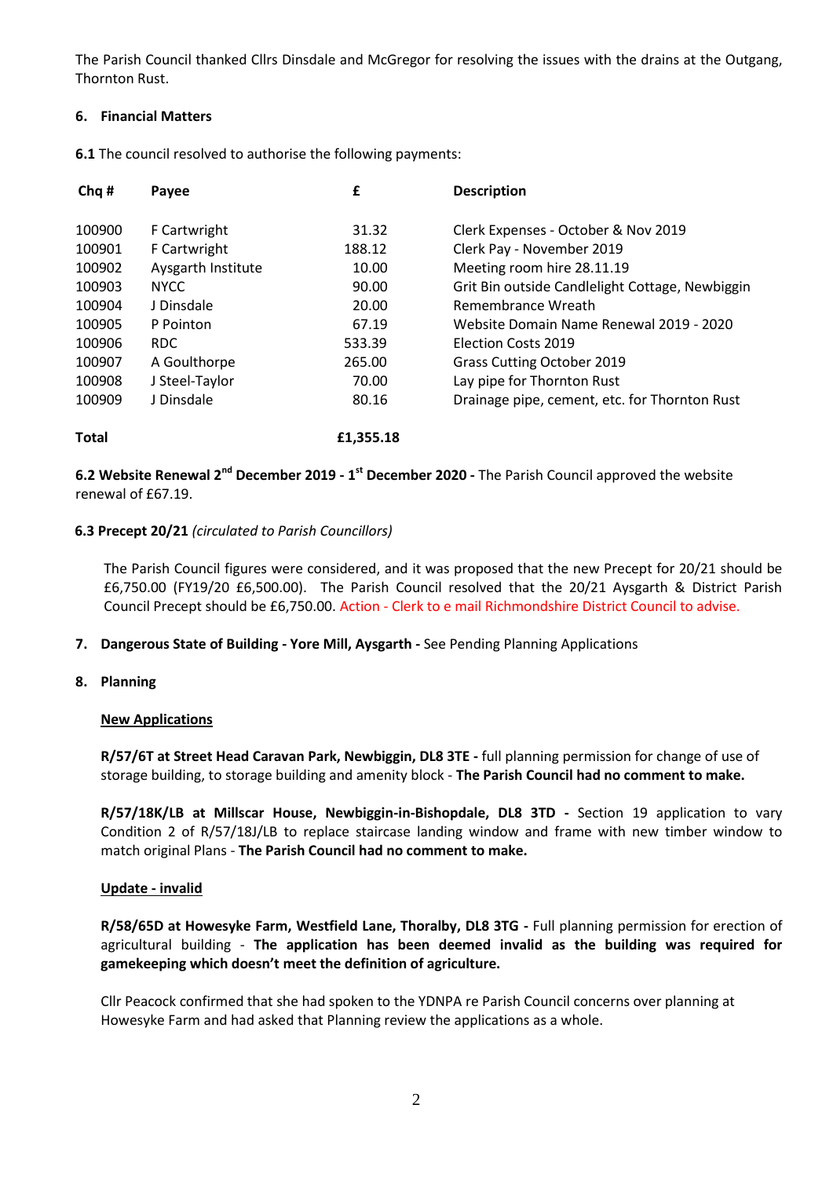The Parish Council thanked Cllrs Dinsdale and McGregor for resolving the issues with the drains at the Outgang, Thornton Rust.

### 6. Financial Matters

**6.1** The council resolved to authorise the following payments:

| Chq # | Payee | £ | Description |
|---|---|---|---|
| 100900 | F Cartwright | 31.32 | Clerk Expenses - October & Nov 2019 |
| 100901 | F Cartwright | 188.12 | Clerk Pay - November 2019 |
| 100902 | Aysgarth Institute | 10.00 | Meeting room hire 28.11.19 |
| 100903 | NYCC | 90.00 | Grit Bin outside Candlelight Cottage, Newbiggin |
| 100904 | J Dinsdale | 20.00 | Remembrance Wreath |
| 100905 | P Pointon | 67.19 | Website Domain Name Renewal 2019 - 2020 |
| 100906 | RDC | 533.39 | Election Costs 2019 |
| 100907 | A Goulthorpe | 265.00 | Grass Cutting October 2019 |
| 100908 | J Steel-Taylor | 70.00 | Lay pipe for Thornton Rust |
| 100909 | J Dinsdale | 80.16 | Drainage pipe, cement, etc. for Thornton Rust |
| **Total** | | **£1,355.18** | |

**6.2 Website Renewal 2nd December 2019 - 1st December 2020 -** The Parish Council approved the website renewal of £67.19.

**6.3 Precept 20/21** *(circulated to Parish Councillors)*

The Parish Council figures were considered, and it was proposed that the new Precept for 20/21 should be £6,750.00 (FY19/20 £6,500.00). The Parish Council resolved that the 20/21 Aysgarth & District Parish Council Precept should be £6,750.00. Action - Clerk to e mail Richmondshire District Council to advise.

### 7. Dangerous State of Building - Yore Mill, Aysgarth - See Pending Planning Applications

### 8. Planning

**New Applications**

**R/57/6T at Street Head Caravan Park, Newbiggin, DL8 3TE -** full planning permission for change of use of storage building, to storage building and amenity block - **The Parish Council had no comment to make.**

**R/57/18K/LB at Millscar House, Newbiggin-in-Bishopdale, DL8 3TD -** Section 19 application to vary Condition 2 of R/57/18J/LB to replace staircase landing window and frame with new timber window to match original Plans - **The Parish Council had no comment to make.**

**Update - invalid**

**R/58/65D at Howesyke Farm, Westfield Lane, Thoralby, DL8 3TG -** Full planning permission for erection of agricultural building - **The application has been deemed invalid as the building was required for gamekeeping which doesn't meet the definition of agriculture.**

Cllr Peacock confirmed that she had spoken to the YDNPA re Parish Council concerns over planning at Howesyke Farm and had asked that Planning review the applications as a whole.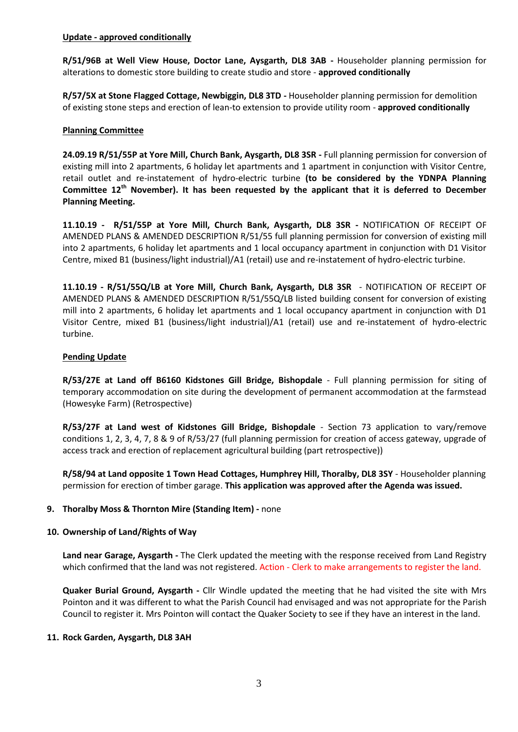**Update - approved conditionally**

**R/51/96B at Well View House, Doctor Lane, Aysgarth, DL8 3AB -** Householder planning permission for alterations to domestic store building to create studio and store - **approved conditionally**

**R/57/5X at Stone Flagged Cottage, Newbiggin, DL8 3TD -** Householder planning permission for demolition of existing stone steps and erection of lean-to extension to provide utility room - **approved conditionally**

**Planning Committee**

**24.09.19 R/51/55P at Yore Mill, Church Bank, Aysgarth, DL8 3SR -** Full planning permission for conversion of existing mill into 2 apartments, 6 holiday let apartments and 1 apartment in conjunction with Visitor Centre, retail outlet and re-instatement of hydro-electric turbine **(to be considered by the YDNPA Planning Committee 12th November). It has been requested by the applicant that it is deferred to December Planning Meeting.**

**11.10.19 - R/51/55P at Yore Mill, Church Bank, Aysgarth, DL8 3SR -** NOTIFICATION OF RECEIPT OF AMENDED PLANS & AMENDED DESCRIPTION R/51/55 full planning permission for conversion of existing mill into 2 apartments, 6 holiday let apartments and 1 local occupancy apartment in conjunction with D1 Visitor Centre, mixed B1 (business/light industrial)/A1 (retail) use and re-instatement of hydro-electric turbine.

**11.10.19 - R/51/55Q/LB at Yore Mill, Church Bank, Aysgarth, DL8 3SR** - NOTIFICATION OF RECEIPT OF AMENDED PLANS & AMENDED DESCRIPTION R/51/55Q/LB listed building consent for conversion of existing mill into 2 apartments, 6 holiday let apartments and 1 local occupancy apartment in conjunction with D1 Visitor Centre, mixed B1 (business/light industrial)/A1 (retail) use and re-instatement of hydro-electric turbine.

**Pending Update**

**R/53/27E at Land off B6160 Kidstones Gill Bridge, Bishopdale** - Full planning permission for siting of temporary accommodation on site during the development of permanent accommodation at the farmstead (Howesyke Farm) (Retrospective)

**R/53/27F at Land west of Kidstones Gill Bridge, Bishopdale** - Section 73 application to vary/remove conditions 1, 2, 3, 4, 7, 8 & 9 of R/53/27 (full planning permission for creation of access gateway, upgrade of access track and erection of replacement agricultural building (part retrospective))

**R/58/94 at Land opposite 1 Town Head Cottages, Humphrey Hill, Thoralby, DL8 3SY** - Householder planning permission for erection of timber garage. **This application was approved after the Agenda was issued.**

**9. Thoralby Moss & Thornton Mire (Standing Item) -** none

**10. Ownership of Land/Rights of Way**

**Land near Garage, Aysgarth -** The Clerk updated the meeting with the response received from Land Registry which confirmed that the land was not registered. Action - Clerk to make arrangements to register the land.

**Quaker Burial Ground, Aysgarth -** Cllr Windle updated the meeting that he had visited the site with Mrs Pointon and it was different to what the Parish Council had envisaged and was not appropriate for the Parish Council to register it. Mrs Pointon will contact the Quaker Society to see if they have an interest in the land.

**11. Rock Garden, Aysgarth, DL8 3AH**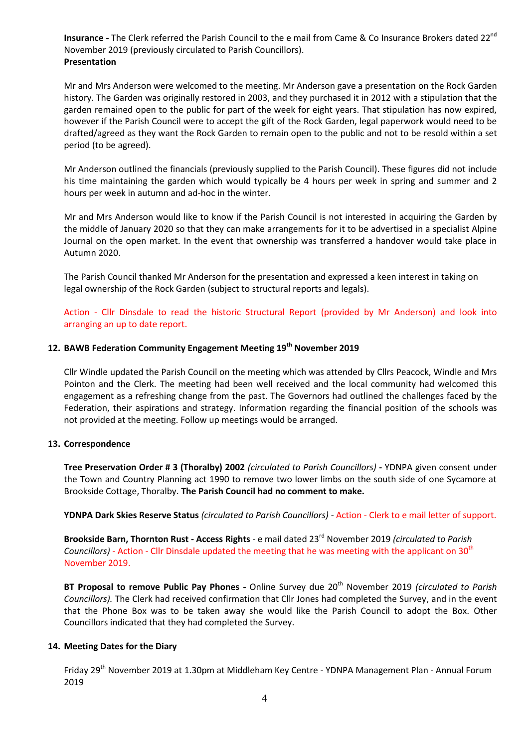**Insurance -** The Clerk referred the Parish Council to the e mail from Came & Co Insurance Brokers dated 22nd November 2019 (previously circulated to Parish Councillors).

**Presentation**

Mr and Mrs Anderson were welcomed to the meeting. Mr Anderson gave a presentation on the Rock Garden history. The Garden was originally restored in 2003, and they purchased it in 2012 with a stipulation that the garden remained open to the public for part of the week for eight years. That stipulation has now expired, however if the Parish Council were to accept the gift of the Rock Garden, legal paperwork would need to be drafted/agreed as they want the Rock Garden to remain open to the public and not to be resold within a set period (to be agreed).

Mr Anderson outlined the financials (previously supplied to the Parish Council). These figures did not include his time maintaining the garden which would typically be 4 hours per week in spring and summer and 2 hours per week in autumn and ad-hoc in the winter.

Mr and Mrs Anderson would like to know if the Parish Council is not interested in acquiring the Garden by the middle of January 2020 so that they can make arrangements for it to be advertised in a specialist Alpine Journal on the open market. In the event that ownership was transferred a handover would take place in Autumn 2020.

The Parish Council thanked Mr Anderson for the presentation and expressed a keen interest in taking on legal ownership of the Rock Garden (subject to structural reports and legals).

Action - Cllr Dinsdale to read the historic Structural Report (provided by Mr Anderson) and look into arranging an up to date report.

## 12. BAWB Federation Community Engagement Meeting 19th November 2019

Cllr Windle updated the Parish Council on the meeting which was attended by Cllrs Peacock, Windle and Mrs Pointon and the Clerk. The meeting had been well received and the local community had welcomed this engagement as a refreshing change from the past. The Governors had outlined the challenges faced by the Federation, their aspirations and strategy. Information regarding the financial position of the schools was not provided at the meeting. Follow up meetings would be arranged.

## 13. Correspondence

**Tree Preservation Order # 3 (Thoralby) 2002** *(circulated to Parish Councillors)* **-** YDNPA given consent under the Town and Country Planning act 1990 to remove two lower limbs on the south side of one Sycamore at Brookside Cottage, Thoralby. **The Parish Council had no comment to make.**

**YDNPA Dark Skies Reserve Status** *(circulated to Parish Councillors)* - Action - Clerk to e mail letter of support.

**Brookside Barn, Thornton Rust - Access Rights** - e mail dated 23rd November 2019 *(circulated to Parish Councillors)* - Action - Cllr Dinsdale updated the meeting that he was meeting with the applicant on 30th November 2019.

**BT Proposal to remove Public Pay Phones -** Online Survey due 20th November 2019 *(circulated to Parish Councillors).* The Clerk had received confirmation that Cllr Jones had completed the Survey, and in the event that the Phone Box was to be taken away she would like the Parish Council to adopt the Box. Other Councillors indicated that they had completed the Survey.

## 14. Meeting Dates for the Diary

Friday 29th November 2019 at 1.30pm at Middleham Key Centre - YDNPA Management Plan - Annual Forum 2019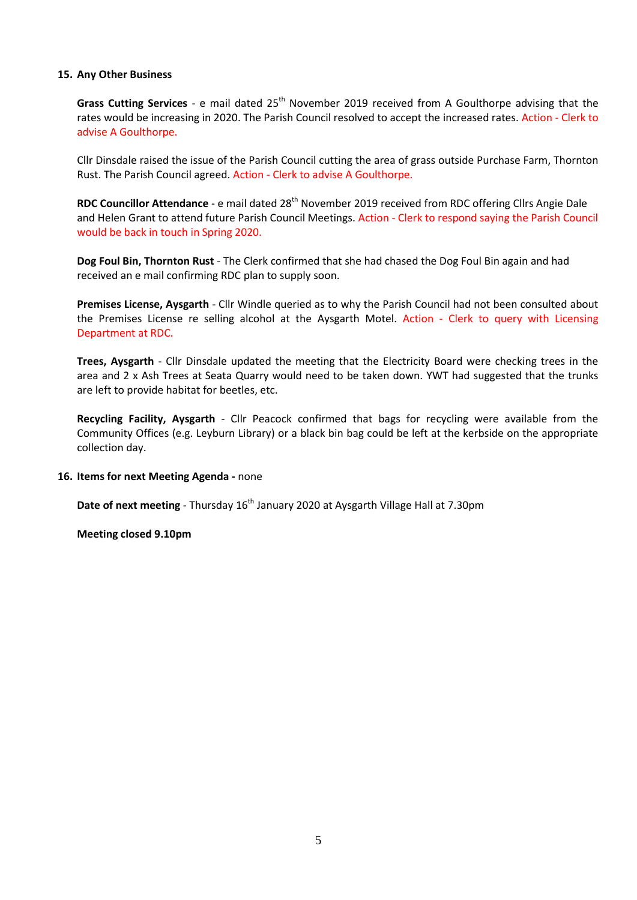## 15. Any Other Business

**Grass Cutting Services** - e mail dated 25th November 2019 received from A Goulthorpe advising that the rates would be increasing in 2020. The Parish Council resolved to accept the increased rates. Action - Clerk to advise A Goulthorpe.

Cllr Dinsdale raised the issue of the Parish Council cutting the area of grass outside Purchase Farm, Thornton Rust. The Parish Council agreed. Action - Clerk to advise A Goulthorpe.

**RDC Councillor Attendance** - e mail dated 28th November 2019 received from RDC offering Cllrs Angie Dale and Helen Grant to attend future Parish Council Meetings. Action - Clerk to respond saying the Parish Council would be back in touch in Spring 2020.

**Dog Foul Bin, Thornton Rust** - The Clerk confirmed that she had chased the Dog Foul Bin again and had received an e mail confirming RDC plan to supply soon.

**Premises License, Aysgarth** - Cllr Windle queried as to why the Parish Council had not been consulted about the Premises License re selling alcohol at the Aysgarth Motel. Action - Clerk to query with Licensing Department at RDC.

**Trees, Aysgarth** - Cllr Dinsdale updated the meeting that the Electricity Board were checking trees in the area and 2 x Ash Trees at Seata Quarry would need to be taken down. YWT had suggested that the trunks are left to provide habitat for beetles, etc.

**Recycling Facility, Aysgarth** - Cllr Peacock confirmed that bags for recycling were available from the Community Offices (e.g. Leyburn Library) or a black bin bag could be left at the kerbside on the appropriate collection day.

## 16. Items for next Meeting Agenda - none

**Date of next meeting** - Thursday 16th January 2020 at Aysgarth Village Hall at 7.30pm

**Meeting closed 9.10pm**